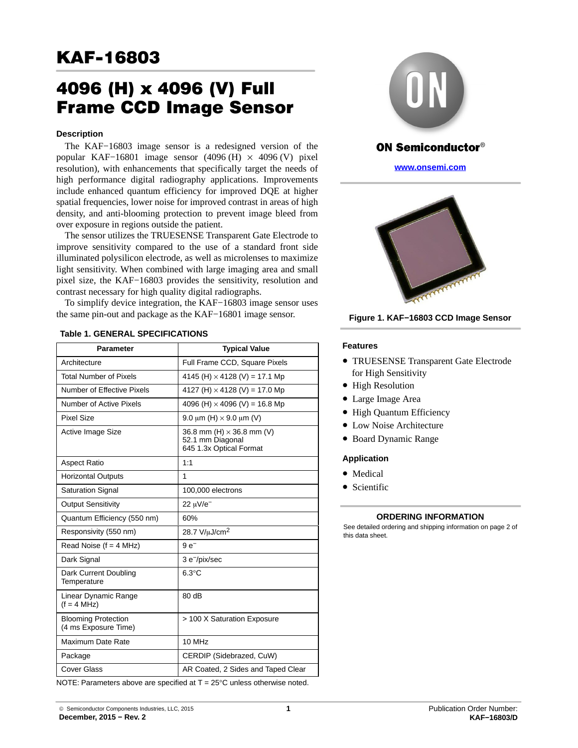# KAF-16803

# 4096 (H) x 4096 (V) Full Frame CCD Image Sensor

## Description

The KAF−16803 image sensor is a redesigned version of the popular KAF−16801 image sensor (4096 (H) × 4096 (V) pixel resolution), with enhancements that specifically target the needs of high performance digital radiography applications. Improvements include enhanced quantum efficiency for improved DQE at higher spatial frequencies, lower noise for improved contrast in areas of high density, and anti-blooming protection to prevent image bleed from over exposure in regions outside the patient.

The sensor utilizes the TRUESENSE Transparent Gate Electrode to improve sensitivity compared to the use of a standard front side illuminated polysilicon electrode, as well as microlenses to maximize light sensitivity. When combined with large imaging area and small pixel size, the KAF−16803 provides the sensitivity, resolution and contrast necessary for high quality digital radiographs.

To simplify device integration, the KAF−16803 image sensor uses the same pin-out and package as the KAF−16801 image sensor.

**Table 1. GENERAL SPECIFICATIONS**

| Parameter | Typical Value |
|---|---|
| Architecture | Full Frame CCD, Square Pixels |
| Total Number of Pixels | 4145 (H) × 4128 (V) = 17.1 Mp |
| Number of Effective Pixels | 4127 (H) × 4128 (V) = 17.0 Mp |
| Number of Active Pixels | 4096 (H) × 4096 (V) = 16.8 Mp |
| Pixel Size | 9.0 μm (H) × 9.0 μm (V) |
| Active Image Size | 36.8 mm (H) × 36.8 mm (V) 52.1 mm Diagonal 645 1.3x Optical Format |
| Aspect Ratio | 1:1 |
| Horizontal Outputs | 1 |
| Saturation Signal | 100,000 electrons |
| Output Sensitivity | 22 μV/e− |
| Quantum Efficiency (550 nm) | 60% |
| Responsivity (550 nm) | 28.7 V/μJ/cm$^2$ |
| Read Noise (f = 4 MHz) | 9 e− |
| Dark Signal | 3 e−/pix/sec |
| Dark Current Doubling Temperature | 6.3°C |
| Linear Dynamic Range (f = 4 MHz) | 80 dB |
| Blooming Protection (4 ms Exposure Time) | > 100 X Saturation Exposure |
| Maximum Date Rate | 10 MHz |
| Package | CERDIP (Sidebrazed, CuW) |
| Cover Glass | AR Coated, 2 Sides and Taped Clear |

NOTE: Parameters above are specified at T = 25°C unless otherwise noted.

ON Semiconductor®

www.onsemi.com

Figure 1. KAF−16803 CCD Image Sensor

## Features

- TRUESENSE Transparent Gate Electrode for High Sensitivity
- High Resolution
- Large Image Area
- High Quantum Efficiency
- Low Noise Architecture
- Board Dynamic Range

## Application

- Medical
- Scientific

## ORDERING INFORMATION

See detailed ordering and shipping information on page 2 of this data sheet.

© Semiconductor Components Industries, LLC, 2015
December, 2015 − Rev. 2

Publication Order Number:
KAF−16803/D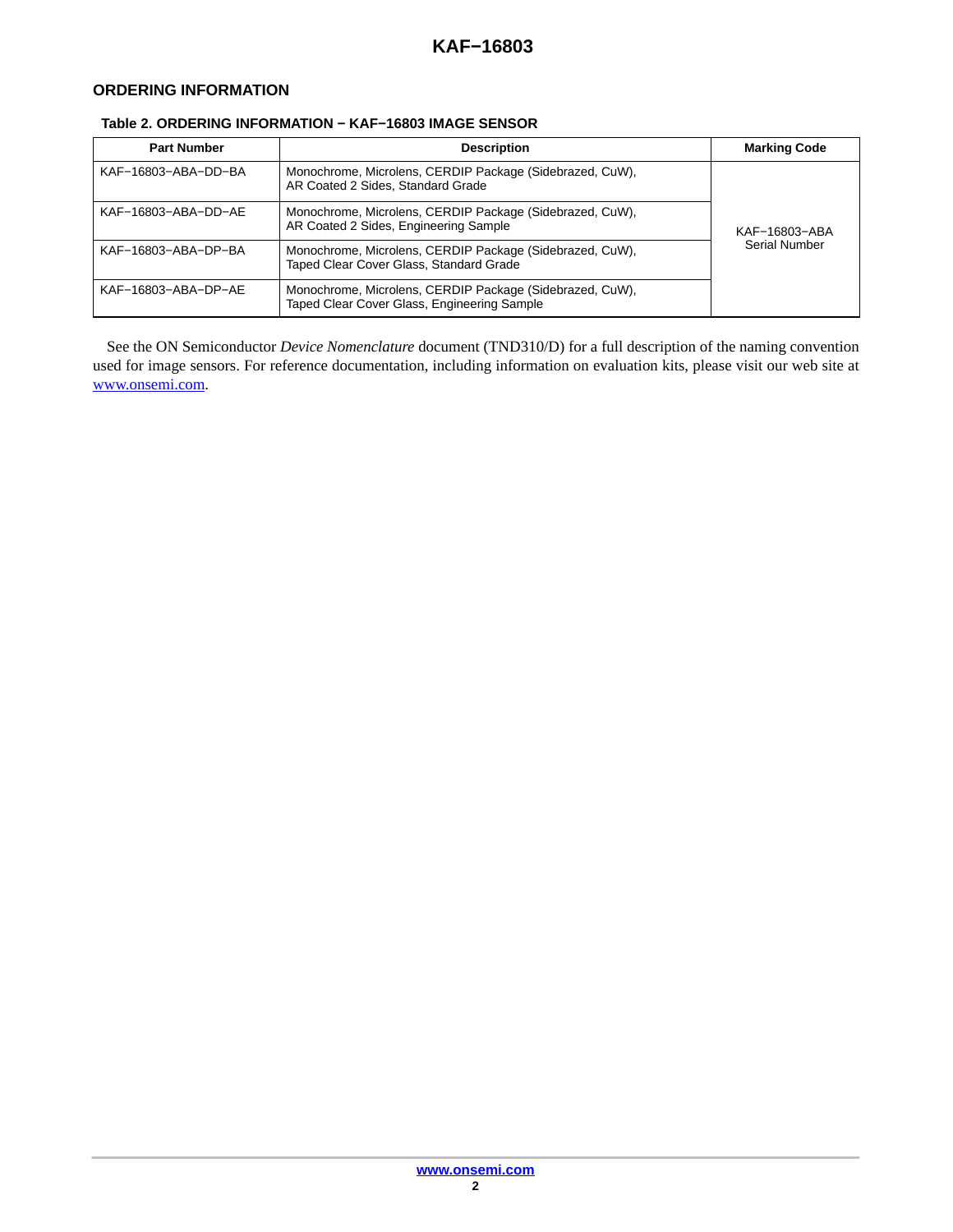## ORDERING INFORMATION

**Table 2. ORDERING INFORMATION − KAF−16803 IMAGE SENSOR**

| Part Number | Description | Marking Code |
|---|---|---|
| KAF−16803−ABA−DD−BA | Monochrome, Microlens, CERDIP Package (Sidebrazed, CuW), AR Coated 2 Sides, Standard Grade | KAF−16803−ABA Serial Number |
| KAF−16803−ABA−DD−AE | Monochrome, Microlens, CERDIP Package (Sidebrazed, CuW), AR Coated 2 Sides, Engineering Sample | |
| KAF−16803−ABA−DP−BA | Monochrome, Microlens, CERDIP Package (Sidebrazed, CuW), Taped Clear Cover Glass, Standard Grade | |
| KAF−16803−ABA−DP−AE | Monochrome, Microlens, CERDIP Package (Sidebrazed, CuW), Taped Clear Cover Glass, Engineering Sample | |

See the ON Semiconductor *Device Nomenclature* document (TND310/D) for a full description of the naming convention used for image sensors. For reference documentation, including information on evaluation kits, please visit our web site at www.onsemi.com.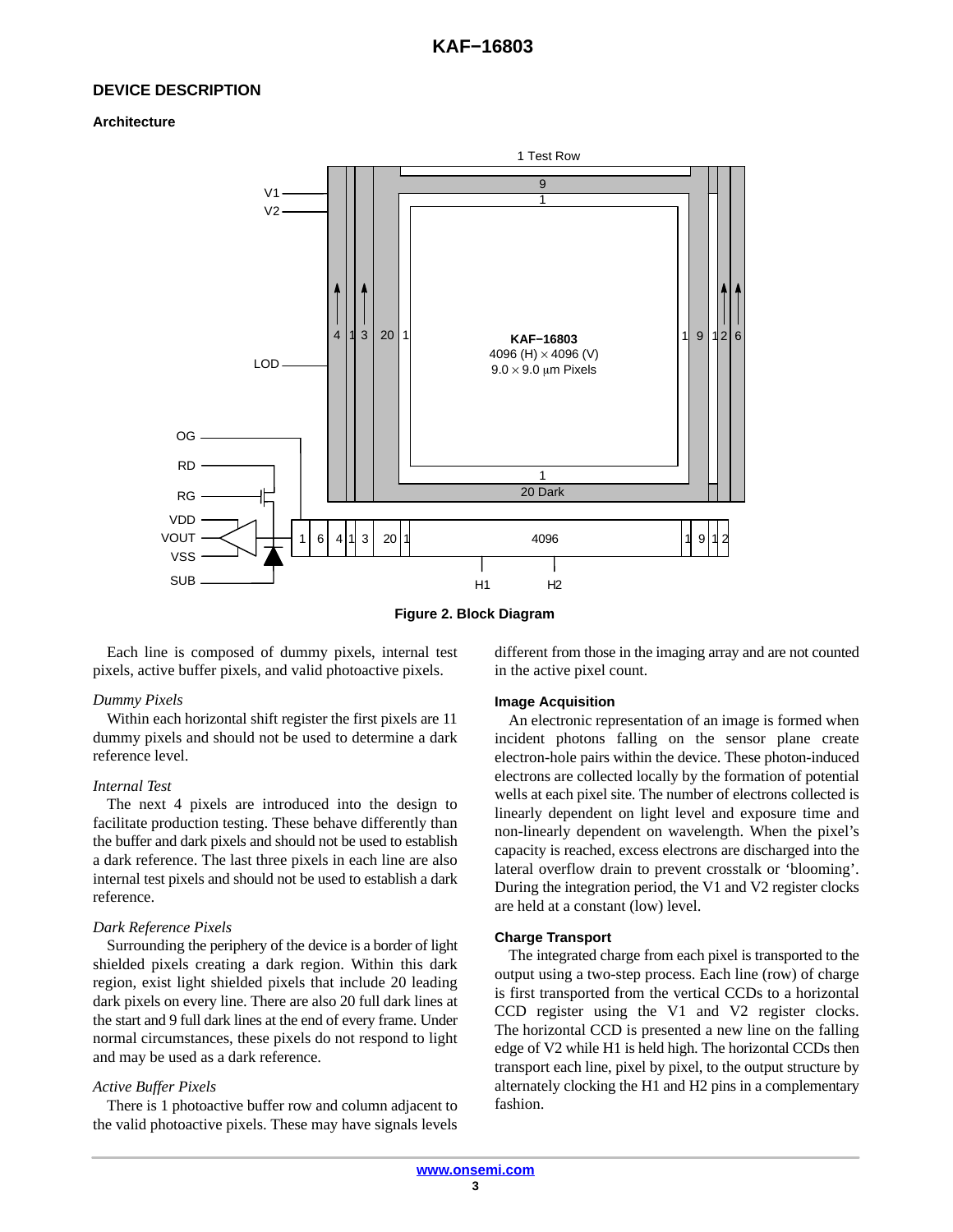## DEVICE DESCRIPTION

### Architecture

**Figure 2. Block Diagram**

Each line is composed of dummy pixels, internal test pixels, active buffer pixels, and valid photoactive pixels.

*Dummy Pixels*

Within each horizontal shift register the first pixels are 11 dummy pixels and should not be used to determine a dark reference level.

*Internal Test*

The next 4 pixels are introduced into the design to facilitate production testing. These behave differently than the buffer and dark pixels and should not be used to establish a dark reference. The last three pixels in each line are also internal test pixels and should not be used to establish a dark reference.

*Dark Reference Pixels*

Surrounding the periphery of the device is a border of light shielded pixels creating a dark region. Within this dark region, exist light shielded pixels that include 20 leading dark pixels on every line. There are also 20 full dark lines at the start and 9 full dark lines at the end of every frame. Under normal circumstances, these pixels do not respond to light and may be used as a dark reference.

*Active Buffer Pixels*

There is 1 photoactive buffer row and column adjacent to the valid photoactive pixels. These may have signals levels different from those in the imaging array and are not counted in the active pixel count.

### Image Acquisition

An electronic representation of an image is formed when incident photons falling on the sensor plane create electron-hole pairs within the device. These photon-induced electrons are collected locally by the formation of potential wells at each pixel site. The number of electrons collected is linearly dependent on light level and exposure time and non-linearly dependent on wavelength. When the pixel's capacity is reached, excess electrons are discharged into the lateral overflow drain to prevent crosstalk or 'blooming'. During the integration period, the V1 and V2 register clocks are held at a constant (low) level.

### Charge Transport

The integrated charge from each pixel is transported to the output using a two-step process. Each line (row) of charge is first transported from the vertical CCDs to a horizontal CCD register using the V1 and V2 register clocks. The horizontal CCD is presented a new line on the falling edge of V2 while H1 is held high. The horizontal CCDs then transport each line, pixel by pixel, to the output structure by alternately clocking the H1 and H2 pins in a complementary fashion.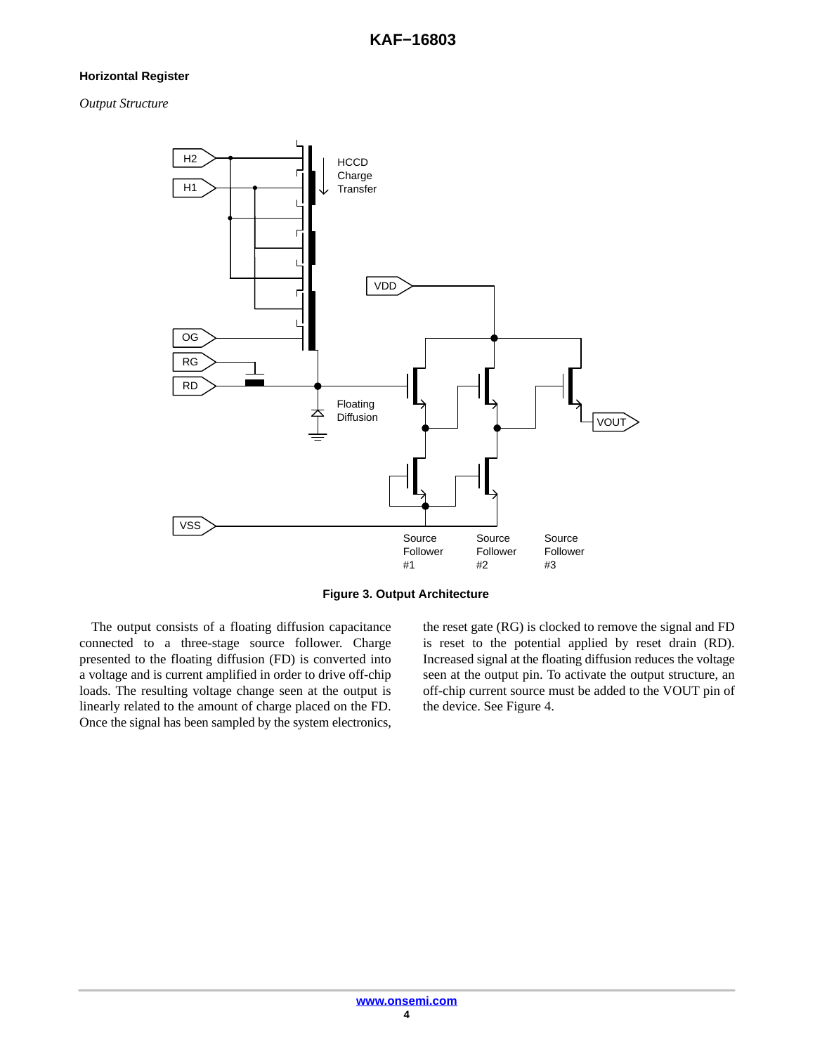### Horizontal Register

*Output Structure*

**Figure 3. Output Architecture**

The output consists of a floating diffusion capacitance connected to a three-stage source follower. Charge presented to the floating diffusion (FD) is converted into a voltage and is current amplified in order to drive off-chip loads. The resulting voltage change seen at the output is linearly related to the amount of charge placed on the FD. Once the signal has been sampled by the system electronics, the reset gate (RG) is clocked to remove the signal and FD is reset to the potential applied by reset drain (RD). Increased signal at the floating diffusion reduces the voltage seen at the output pin. To activate the output structure, an off-chip current source must be added to the VOUT pin of the device. See Figure 4.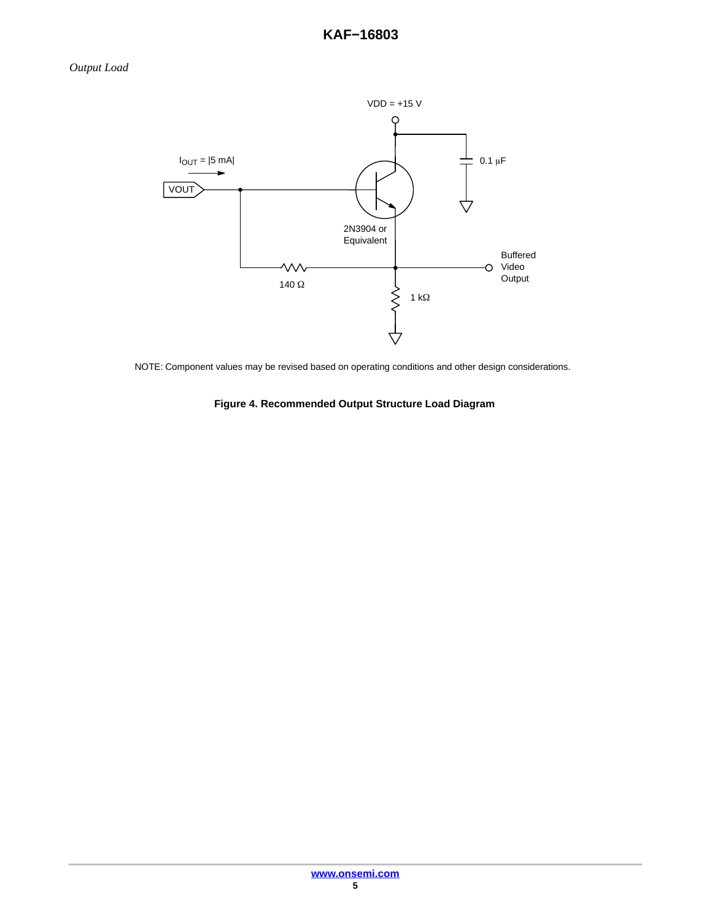*Output Load*

VDD = +15 V

$I_{OUT}$ = |5 mA|

VOUT

0.1 μF

2N3904 or Equivalent

Buffered Video Output

140 Ω

1 kΩ

NOTE: Component values may be revised based on operating conditions and other design considerations.

**Figure 4. Recommended Output Structure Load Diagram**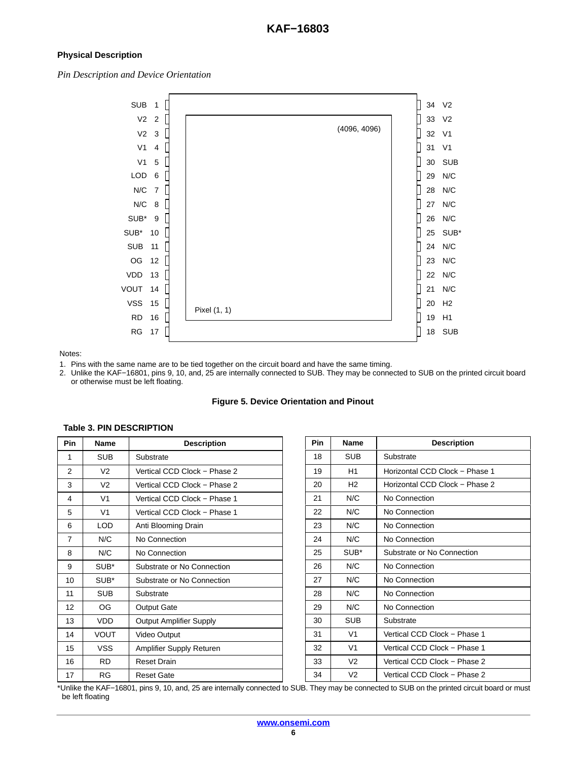## Physical Description

*Pin Description and Device Orientation*

| Pin | Name | | Name | Pin |
|---|---|---|---|---|
| 1 | SUB | | V2 | 34 |
| 2 | V2 | | V2 | 33 |
| 3 | V2 | (4096, 4096) | V1 | 32 |
| 4 | V1 | | V1 | 31 |
| 5 | V1 | | SUB | 30 |
| 6 | LOD | | N/C | 29 |
| 7 | N/C | | N/C | 28 |
| 8 | N/C | | N/C | 27 |
| 9 | SUB* | | N/C | 26 |
| 10 | SUB* | | SUB* | 25 |
| 11 | SUB | | N/C | 24 |
| 12 | OG | | N/C | 23 |
| 13 | VDD | | N/C | 22 |
| 14 | VOUT | | N/C | 21 |
| 15 | VSS | Pixel (1, 1) | H2 | 20 |
| 16 | RD | | H1 | 19 |
| 17 | RG | | SUB | 18 |

Notes:

1. Pins with the same name are to be tied together on the circuit board and have the same timing.
2. Unlike the KAF−16801, pins 9, 10, and, 25 are internally connected to SUB. They may be connected to SUB on the printed circuit board or otherwise must be left floating.

**Figure 5. Device Orientation and Pinout**

**Table 3. PIN DESCRIPTION**

| Pin | Name | Description |
|---|---|---|
| 1 | SUB | Substrate |
| 2 | V2 | Vertical CCD Clock − Phase 2 |
| 3 | V2 | Vertical CCD Clock − Phase 2 |
| 4 | V1 | Vertical CCD Clock − Phase 1 |
| 5 | V1 | Vertical CCD Clock − Phase 1 |
| 6 | LOD | Anti Blooming Drain |
| 7 | N/C | No Connection |
| 8 | N/C | No Connection |
| 9 | SUB* | Substrate or No Connection |
| 10 | SUB* | Substrate or No Connection |
| 11 | SUB | Substrate |
| 12 | OG | Output Gate |
| 13 | VDD | Output Amplifier Supply |
| 14 | VOUT | Video Output |
| 15 | VSS | Amplifier Supply Returen |
| 16 | RD | Reset Drain |
| 17 | RG | Reset Gate |
| 18 | SUB | Substrate |
| 19 | H1 | Horizontal CCD Clock − Phase 1 |
| 20 | H2 | Horizontal CCD Clock − Phase 2 |
| 21 | N/C | No Connection |
| 22 | N/C | No Connection |
| 23 | N/C | No Connection |
| 24 | N/C | No Connection |
| 25 | SUB* | Substrate or No Connection |
| 26 | N/C | No Connection |
| 27 | N/C | No Connection |
| 28 | N/C | No Connection |
| 29 | N/C | No Connection |
| 30 | SUB | Substrate |
| 31 | V1 | Vertical CCD Clock − Phase 1 |
| 32 | V1 | Vertical CCD Clock − Phase 1 |
| 33 | V2 | Vertical CCD Clock − Phase 2 |
| 34 | V2 | Vertical CCD Clock − Phase 2 |

*Unlike the KAF−16801, pins 9, 10, and, 25 are internally connected to SUB. They may be connected to SUB on the printed circuit board or must be left floating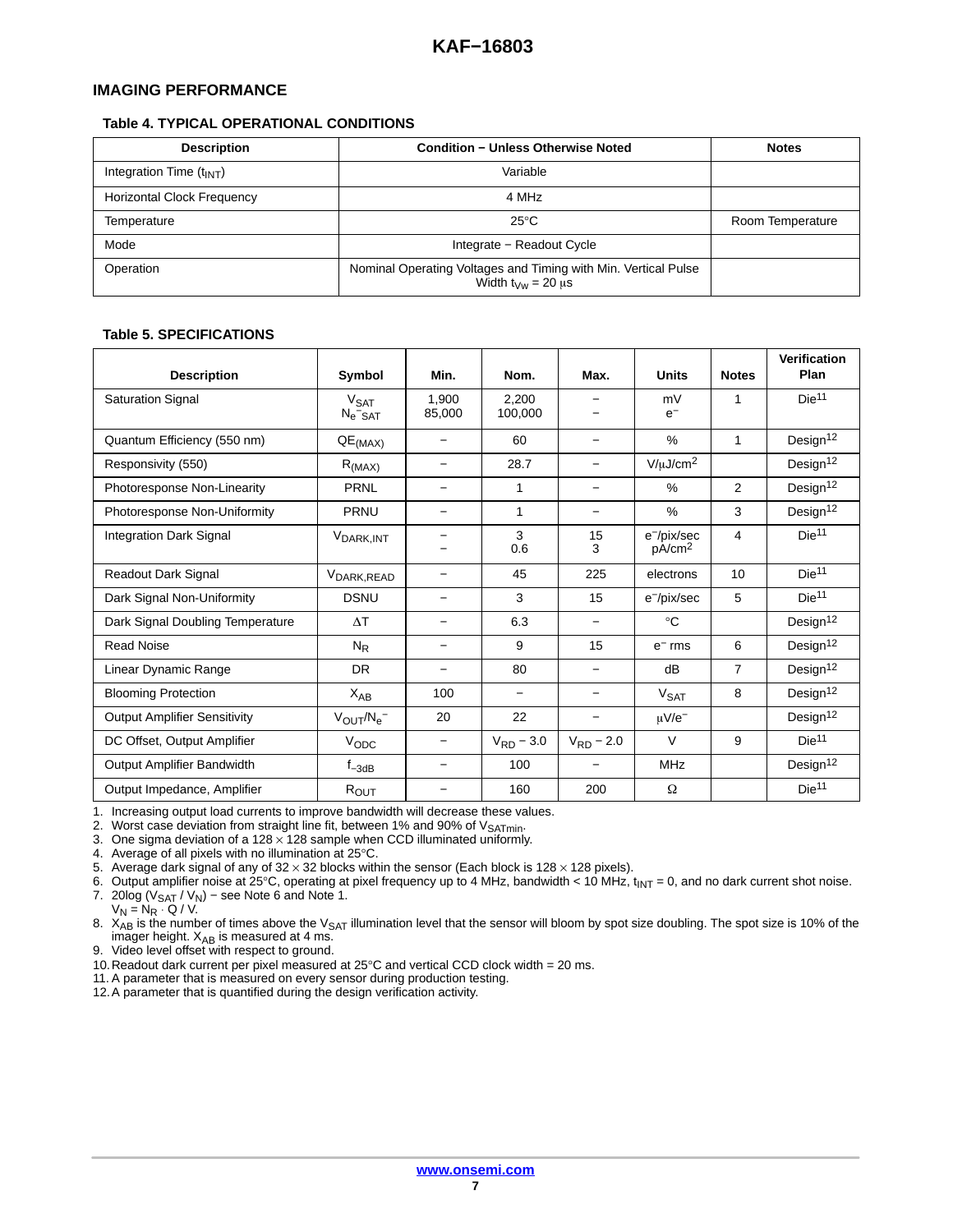## IMAGING PERFORMANCE

### Table 4. TYPICAL OPERATIONAL CONDITIONS

| Description | Condition − Unless Otherwise Noted | Notes |
|---|---|---|
| Integration Time ($t_{INT}$) | Variable | |
| Horizontal Clock Frequency | 4 MHz | |
| Temperature | 25°C | Room Temperature |
| Mode | Integrate − Readout Cycle | |
| Operation | Nominal Operating Voltages and Timing with Min. Vertical Pulse Width $t_{VW}$ = 20 μs | |

### Table 5. SPECIFICATIONS

| Description | Symbol | Min. | Nom. | Max. | Units | Notes | Verification Plan |
|---|---|---|---|---|---|---|---|
| Saturation Signal | $V_{SAT}$<br>$N_{e^-SAT}$ | 1,900<br>85,000 | 2,200<br>100,000 | −<br>− | mV<br>$e^-$ | 1 | Die[11] |
| Quantum Efficiency (550 nm) | $QE_{(MAX)}$ | − | 60 | − | % | 1 | Design[12] |
| Responsivity (550) | $R_{(MAX)}$ | − | 28.7 | − | V/μJ/cm[2] | | Design[12] |
| Photoresponse Non-Linearity | PRNL | − | 1 | − | % | 2 | Design[12] |
| Photoresponse Non-Uniformity | PRNU | − | 1 | − | % | 3 | Design[12] |
| Integration Dark Signal | $V_{DARK,INT}$ | −<br>− | 3<br>0.6 | 15<br>3 | $e^-$/pix/sec<br>pA/cm[2] | 4 | Die[11] |
| Readout Dark Signal | $V_{DARK,READ}$ | − | 45 | 225 | electrons | 10 | Die[11] |
| Dark Signal Non-Uniformity | DSNU | − | 3 | 15 | $e^-$/pix/sec | 5 | Die[11] |
| Dark Signal Doubling Temperature | ΔT | − | 6.3 | − | °C | | Design[12] |
| Read Noise | $N_R$ | − | 9 | 15 | $e^-$ rms | 6 | Design[12] |
| Linear Dynamic Range | DR | − | 80 | − | dB | 7 | Design[12] |
| Blooming Protection | $X_{AB}$ | 100 | − | − | $V_{SAT}$ | 8 | Design[12] |
| Output Amplifier Sensitivity | $V_{OUT}/N_{e^-}$ | 20 | 22 | − | μV/$e^-$ | | Design[12] |
| DC Offset, Output Amplifier | $V_{ODC}$ | − | $V_{RD}$ − 3.0 | $V_{RD}$ − 2.0 | V | 9 | Die[11] |
| Output Amplifier Bandwidth | $f_{-3dB}$ | − | 100 | − | MHz | | Design[12] |
| Output Impedance, Amplifier | $R_{OUT}$ | − | 160 | 200 | Ω | | Die[11] |

1. Increasing output load currents to improve bandwidth will decrease these values.
2. Worst case deviation from straight line fit, between 1% and 90% of $V_{SATmin}$.
3. One sigma deviation of a 128 × 128 sample when CCD illuminated uniformly.
4. Average of all pixels with no illumination at 25°C.
5. Average dark signal of any of 32 × 32 blocks within the sensor (Each block is 128 × 128 pixels).
6. Output amplifier noise at 25°C, operating at pixel frequency up to 4 MHz, bandwidth < 10 MHz, $t_{INT}$ = 0, and no dark current shot noise.
7. 20log ($V_{SAT}$ / $V_N$) − see Note 6 and Note 1.
   $V_N = N_R \cdot Q / V$.
8. $X_{AB}$ is the number of times above the $V_{SAT}$ illumination level that the sensor will bloom by spot size doubling. The spot size is 10% of the imager height. $X_{AB}$ is measured at 4 ms.
9. Video level offset with respect to ground.
10. Readout dark current per pixel measured at 25°C and vertical CCD clock width = 20 ms.
11. A parameter that is measured on every sensor during production testing.
12. A parameter that is quantified during the design verification activity.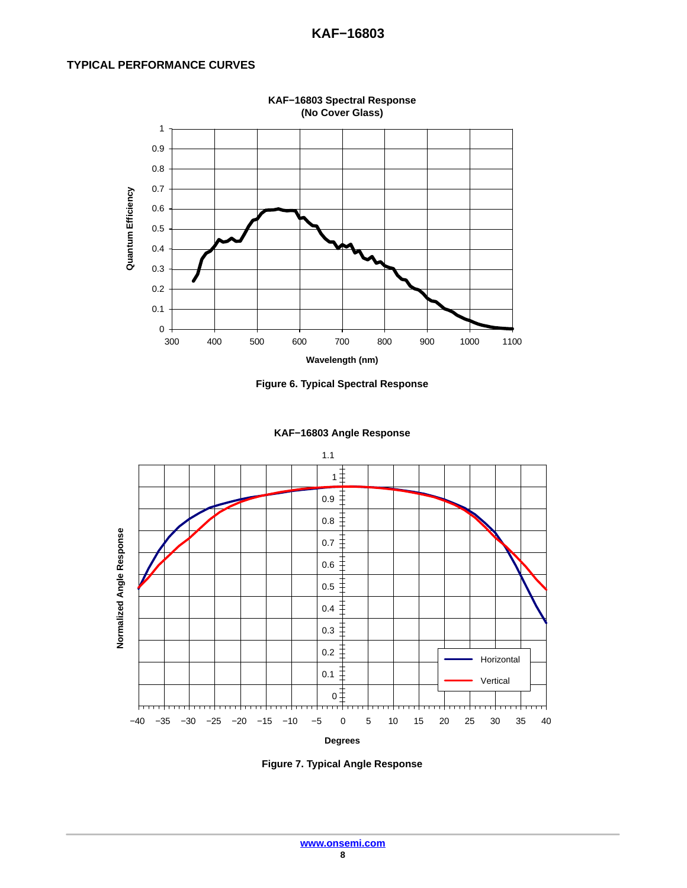## TYPICAL PERFORMANCE CURVES

Figure 6. Typical Spectral Response

Figure 7. Typical Angle Response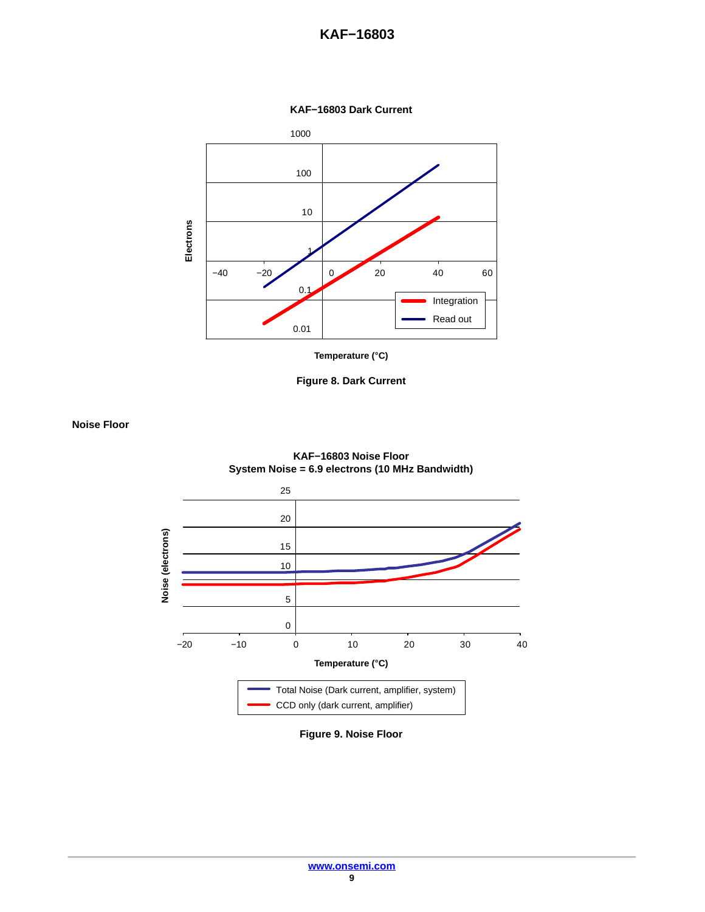**KAF−16803 Dark Current**

Figure 8. Dark Current

## Noise Floor

**KAF−16803 Noise Floor**
**System Noise = 6.9 electrons (10 MHz Bandwidth)**

Figure 9. Noise Floor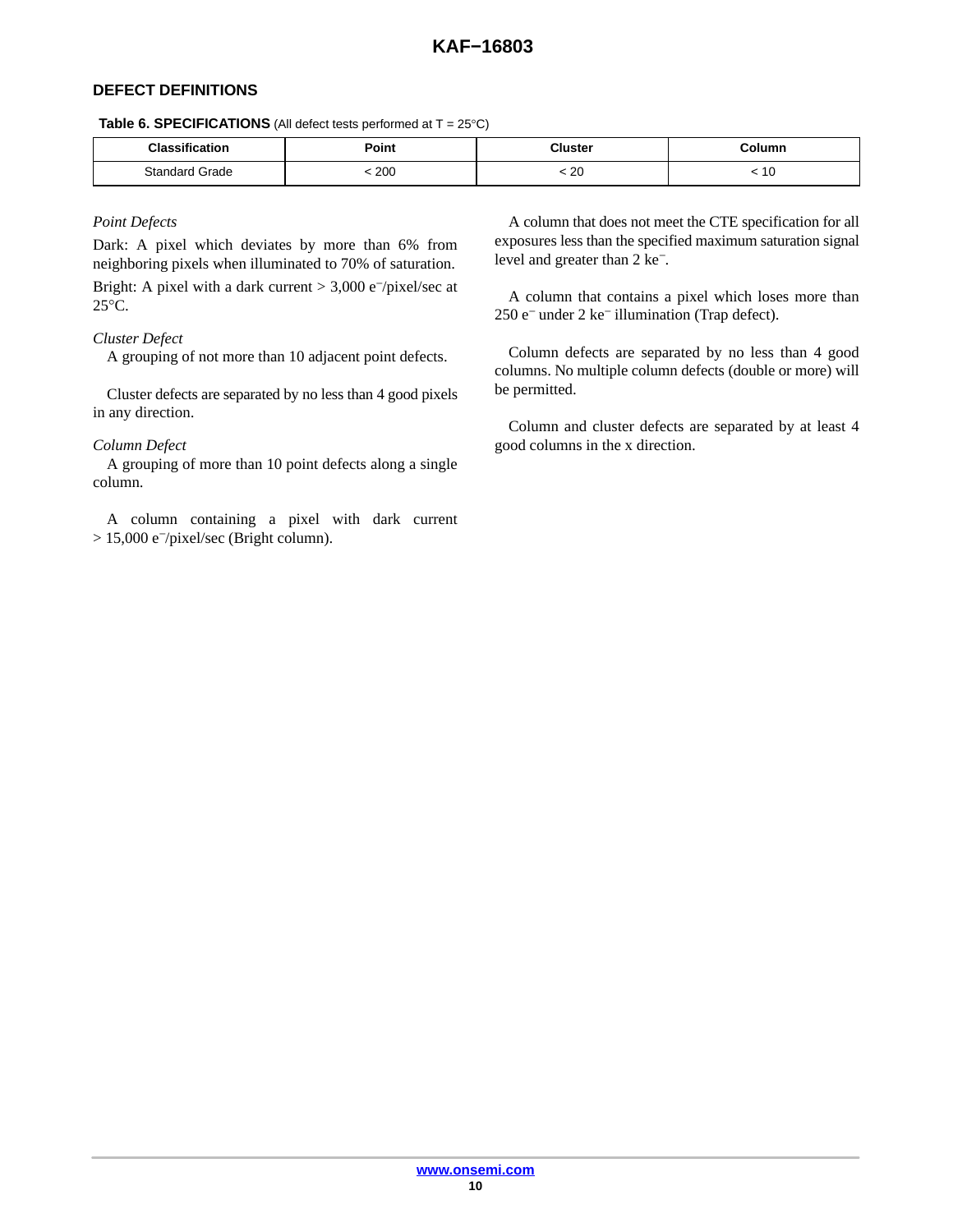## DEFECT DEFINITIONS

**Table 6. SPECIFICATIONS** (All defect tests performed at T = 25°C)

| Classification | Point | Cluster | Column |
|---|---|---|---|
| Standard Grade | < 200 | < 20 | < 10 |

*Point Defects*

Dark: A pixel which deviates by more than 6% from neighboring pixels when illuminated to 70% of saturation.

Bright: A pixel with a dark current > 3,000 $e^{-}$/pixel/sec at 25°C.

*Cluster Defect*

A grouping of not more than 10 adjacent point defects.

Cluster defects are separated by no less than 4 good pixels in any direction.

*Column Defect*

A grouping of more than 10 point defects along a single column.

A column containing a pixel with dark current > 15,000 $e^{-}$/pixel/sec (Bright column).

A column that does not meet the CTE specification for all exposures less than the specified maximum saturation signal level and greater than 2 $ke^{-}$.

A column that contains a pixel which loses more than 250 $e^{-}$ under 2 $ke^{-}$ illumination (Trap defect).

Column defects are separated by no less than 4 good columns. No multiple column defects (double or more) will be permitted.

Column and cluster defects are separated by at least 4 good columns in the x direction.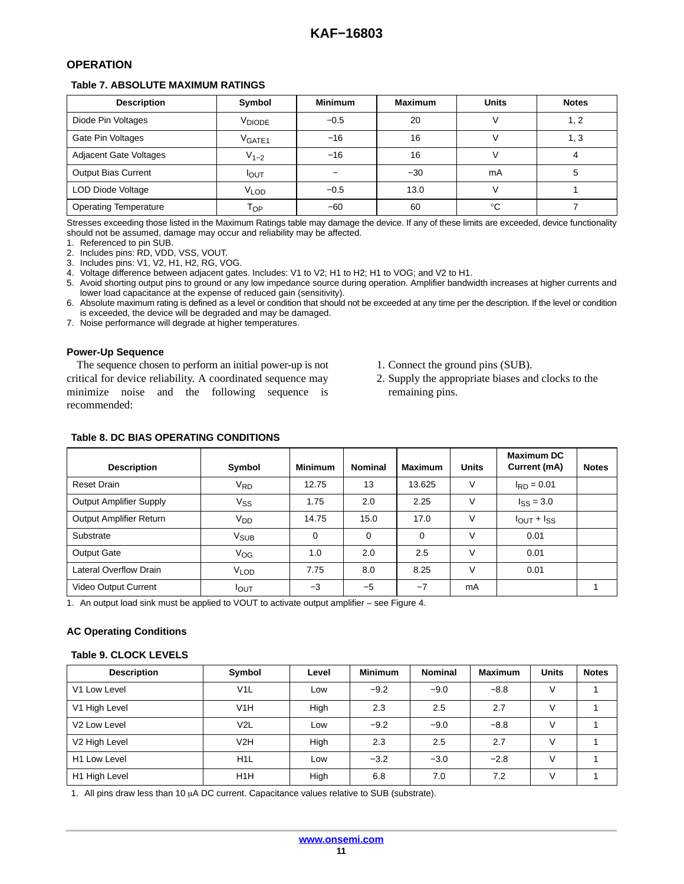## OPERATION

**Table 7. ABSOLUTE MAXIMUM RATINGS**

| Description | Symbol | Minimum | Maximum | Units | Notes |
|---|---|---|---|---|---|
| Diode Pin Voltages | $V_{DIODE}$ | −0.5 | 20 | V | 1, 2 |
| Gate Pin Voltages | $V_{GATE1}$ | −16 | 16 | V | 1, 3 |
| Adjacent Gate Voltages | $V_{1-2}$ | −16 | 16 | V | 4 |
| Output Bias Current | $I_{OUT}$ | − | −30 | mA | 5 |
| LOD Diode Voltage | $V_{LOD}$ | −0.5 | 13.0 | V | 1 |
| Operating Temperature | $T_{OP}$ | −60 | 60 | °C | 7 |

Stresses exceeding those listed in the Maximum Ratings table may damage the device. If any of these limits are exceeded, device functionality should not be assumed, damage may occur and reliability may be affected.

1. Referenced to pin SUB.
2. Includes pins: RD, VDD, VSS, VOUT.
3. Includes pins: V1, V2, H1, H2, RG, VOG.
4. Voltage difference between adjacent gates. Includes: V1 to V2; H1 to H2; H1 to VOG; and V2 to H1.
5. Avoid shorting output pins to ground or any low impedance source during operation. Amplifier bandwidth increases at higher currents and lower load capacitance at the expense of reduced gain (sensitivity).
6. Absolute maximum rating is defined as a level or condition that should not be exceeded at any time per the description. If the level or condition is exceeded, the device will be degraded and may be damaged.
7. Noise performance will degrade at higher temperatures.

### Power-Up Sequence

The sequence chosen to perform an initial power-up is not critical for device reliability. A coordinated sequence may minimize noise and the following sequence is recommended:

1. Connect the ground pins (SUB).
2. Supply the appropriate biases and clocks to the remaining pins.

**Table 8. DC BIAS OPERATING CONDITIONS**

| Description | Symbol | Minimum | Nominal | Maximum | Units | Maximum DC Current (mA) | Notes |
|---|---|---|---|---|---|---|---|
| Reset Drain | $V_{RD}$ | 12.75 | 13 | 13.625 | V | $I_{RD}$ = 0.01 | |
| Output Amplifier Supply | $V_{SS}$ | 1.75 | 2.0 | 2.25 | V | $I_{SS}$ = 3.0 | |
| Output Amplifier Return | $V_{DD}$ | 14.75 | 15.0 | 17.0 | V | $I_{OUT}$ + $I_{SS}$ | |
| Substrate | $V_{SUB}$ | 0 | 0 | 0 | V | 0.01 | |
| Output Gate | $V_{OG}$ | 1.0 | 2.0 | 2.5 | V | 0.01 | |
| Lateral Overflow Drain | $V_{LOD}$ | 7.75 | 8.0 | 8.25 | V | 0.01 | |
| Video Output Current | $I_{OUT}$ | −3 | −5 | −7 | mA | | 1 |

1. An output load sink must be applied to VOUT to activate output amplifier – see Figure 4.

### AC Operating Conditions

**Table 9. CLOCK LEVELS**

| Description | Symbol | Level | Minimum | Nominal | Maximum | Units | Notes |
|---|---|---|---|---|---|---|---|
| V1 Low Level | V1L | Low | −9.2 | −9.0 | −8.8 | V | 1 |
| V1 High Level | V1H | High | 2.3 | 2.5 | 2.7 | V | 1 |
| V2 Low Level | V2L | Low | −9.2 | −9.0 | −8.8 | V | 1 |
| V2 High Level | V2H | High | 2.3 | 2.5 | 2.7 | V | 1 |
| H1 Low Level | H1L | Low | −3.2 | −3.0 | −2.8 | V | 1 |
| H1 High Level | H1H | High | 6.8 | 7.0 | 7.2 | V | 1 |

1. All pins draw less than 10 μA DC current. Capacitance values relative to SUB (substrate).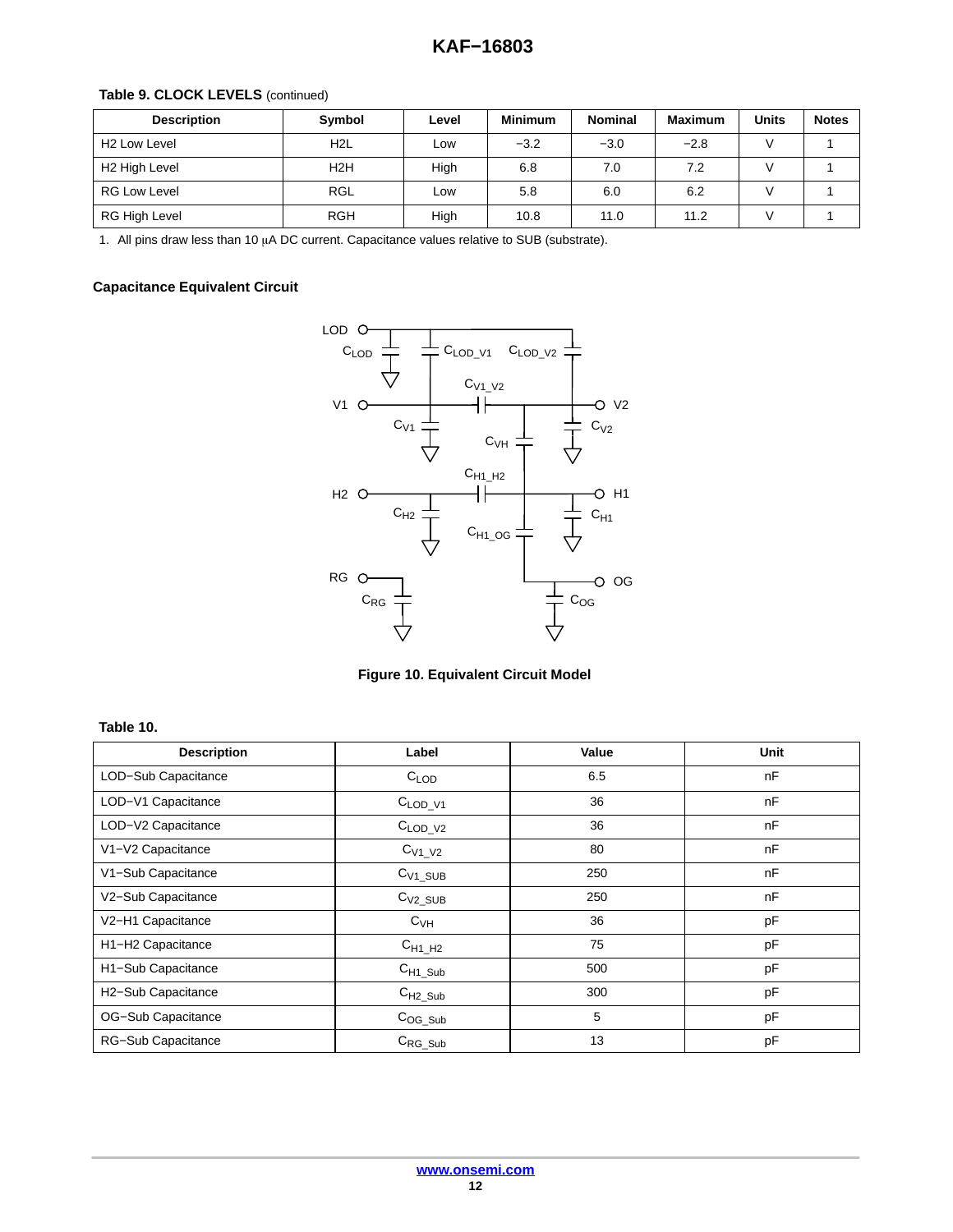**Table 9. CLOCK LEVELS** (continued)

| Description | Symbol | Level | Minimum | Nominal | Maximum | Units | Notes |
|---|---|---|---|---|---|---|---|
| H2 Low Level | H2L | Low | −3.2 | −3.0 | −2.8 | V | 1 |
| H2 High Level | H2H | High | 6.8 | 7.0 | 7.2 | V | 1 |
| RG Low Level | RGL | Low | 5.8 | 6.0 | 6.2 | V | 1 |
| RG High Level | RGH | High | 10.8 | 11.0 | 11.2 | V | 1 |

1. All pins draw less than 10 μA DC current. Capacitance values relative to SUB (substrate).

### Capacitance Equivalent Circuit

Figure 10. Equivalent Circuit Model

**Table 10.**

| Description | Label | Value | Unit |
|---|---|---|---|
| LOD−Sub Capacitance | $C_{LOD}$ | 6.5 | nF |
| LOD−V1 Capacitance | $C_{LOD\_V1}$ | 36 | nF |
| LOD−V2 Capacitance | $C_{LOD\_V2}$ | 36 | nF |
| V1−V2 Capacitance | $C_{V1\_V2}$ | 80 | nF |
| V1−Sub Capacitance | $C_{V1\_SUB}$ | 250 | nF |
| V2−Sub Capacitance | $C_{V2\_SUB}$ | 250 | nF |
| V2−H1 Capacitance | $C_{VH}$ | 36 | pF |
| H1−H2 Capacitance | $C_{H1\_H2}$ | 75 | pF |
| H1−Sub Capacitance | $C_{H1\_Sub}$ | 500 | pF |
| H2−Sub Capacitance | $C_{H2\_Sub}$ | 300 | pF |
| OG−Sub Capacitance | $C_{OG\_Sub}$ | 5 | pF |
| RG−Sub Capacitance | $C_{RG\_Sub}$ | 13 | pF |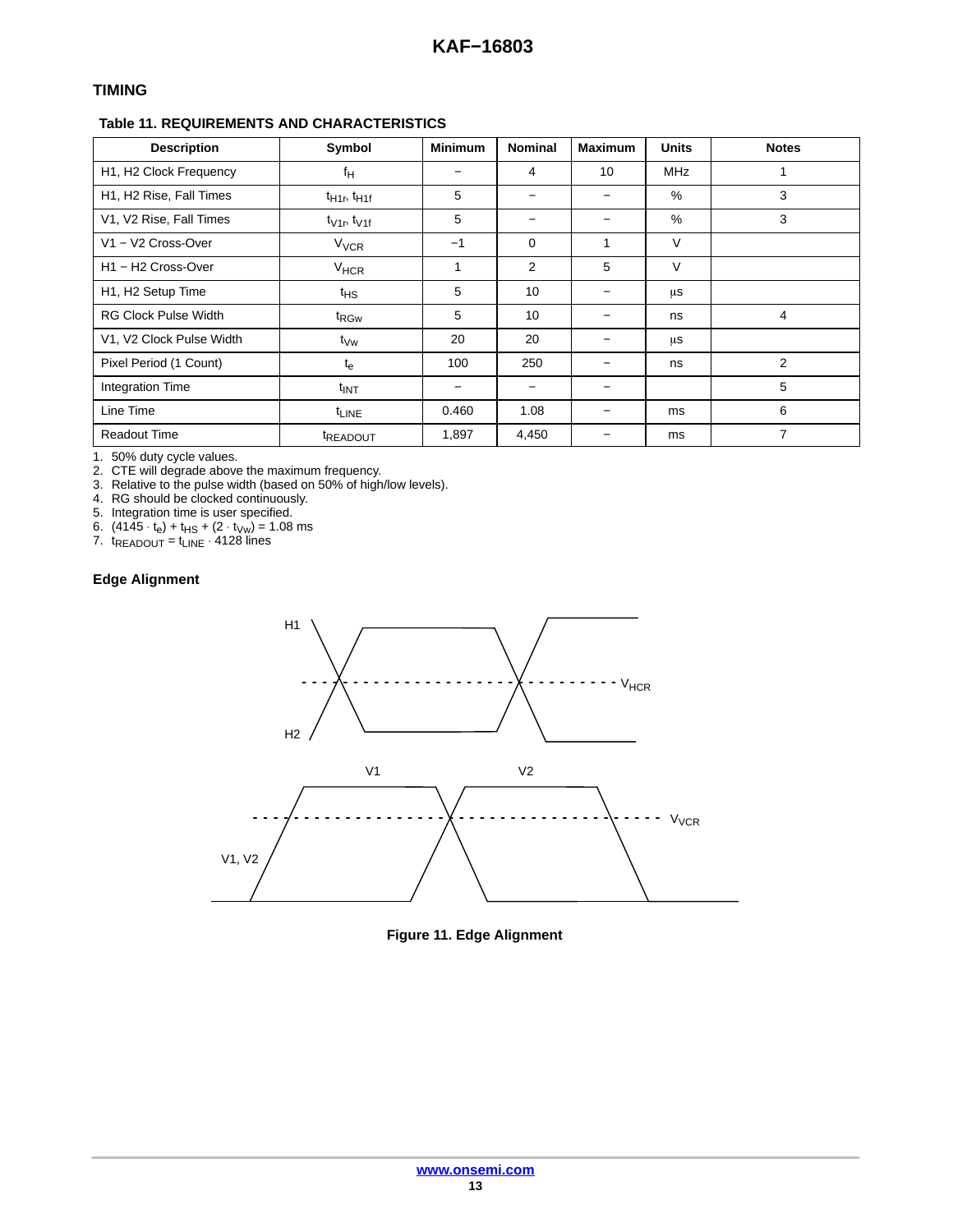## TIMING

**Table 11. REQUIREMENTS AND CHARACTERISTICS**

| Description | Symbol | Minimum | Nominal | Maximum | Units | Notes |
|---|---|---|---|---|---|---|
| H1, H2 Clock Frequency | $f_H$ | − | 4 | 10 | MHz | 1 |
| H1, H2 Rise, Fall Times | $t_{H1r}$, $t_{H1f}$ | 5 | − | − | % | 3 |
| V1, V2 Rise, Fall Times | $t_{V1r}$, $t_{V1f}$ | 5 | − | − | % | 3 |
| V1 − V2 Cross-Over | $V_{VCR}$ | −1 | 0 | 1 | V | |
| H1 − H2 Cross-Over | $V_{HCR}$ | 1 | 2 | 5 | V | |
| H1, H2 Setup Time | $t_{HS}$ | 5 | 10 | − | μs | |
| RG Clock Pulse Width | $t_{RGw}$ | 5 | 10 | − | ns | 4 |
| V1, V2 Clock Pulse Width | $t_{Vw}$ | 20 | 20 | − | μs | |
| Pixel Period (1 Count) | $t_e$ | 100 | 250 | − | ns | 2 |
| Integration Time | $t_{INT}$ | − | − | − | | 5 |
| Line Time | $t_{LINE}$ | 0.460 | 1.08 | − | ms | 6 |
| Readout Time | $t_{READOUT}$ | 1,897 | 4,450 | − | ms | 7 |

1. 50% duty cycle values.
2. CTE will degrade above the maximum frequency.
3. Relative to the pulse width (based on 50% of high/low levels).
4. RG should be clocked continuously.
5. Integration time is user specified.
6. $(4145 \cdot t_e) + t_{HS} + (2 \cdot t_{Vw}) = 1.08$ ms
7. $t_{READOUT} = t_{LINE} \cdot 4128$ lines

### Edge Alignment

Figure 11. Edge Alignment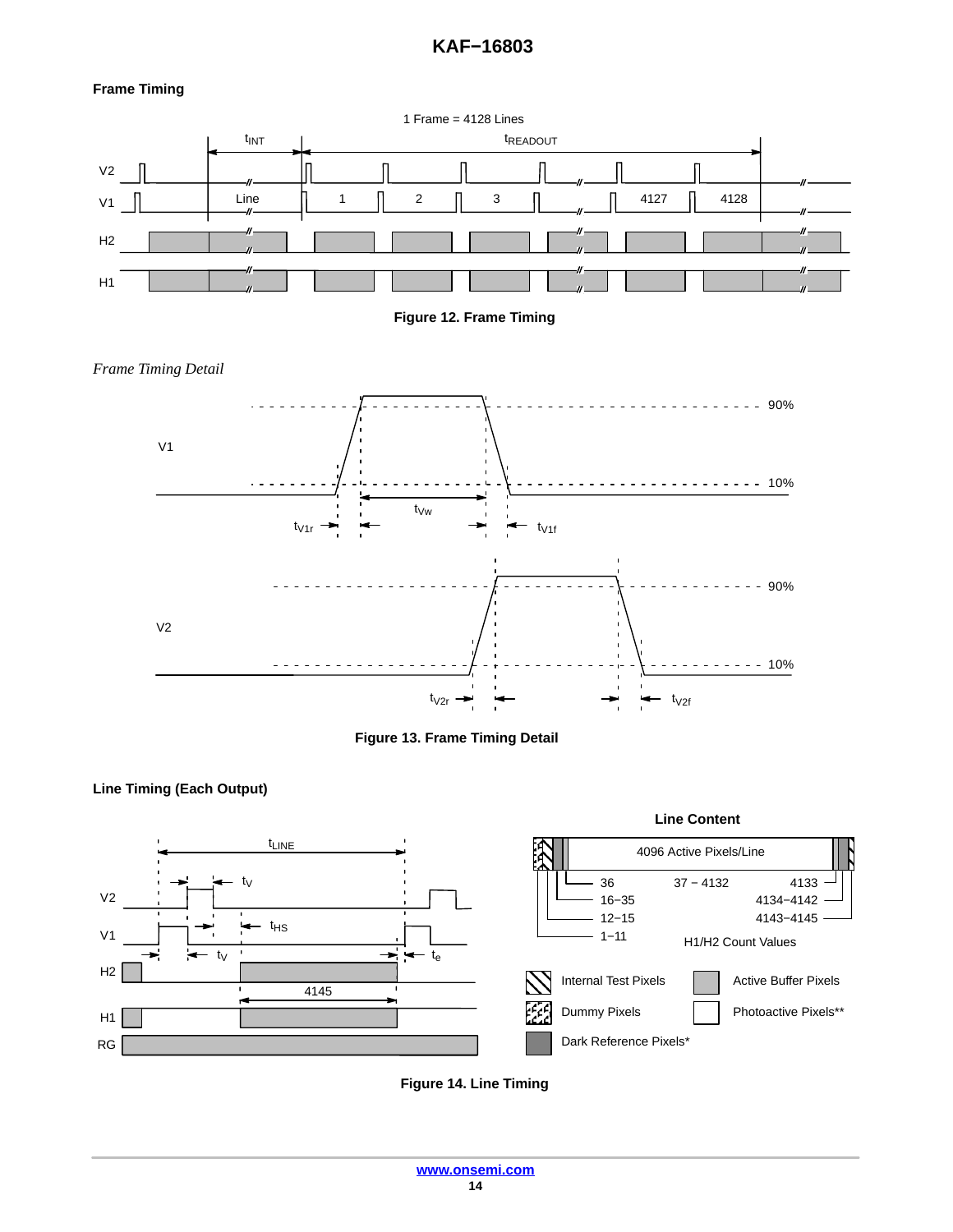### Frame Timing

1 Frame = 4128 Lines

$t_{INT}$ $t_{READOUT}$

V2

V1 Line 1 2 3 4127 4128

H2

H1

**Figure 12. Frame Timing**

*Frame Timing Detail*

V1 90% 10% $t_{V1r}$ $t_{Vw}$ $t_{V1f}$

V2 90% 10% $t_{V2r}$ $t_{V2f}$

**Figure 13. Frame Timing Detail**

### Line Timing (Each Output)

$t_{LINE}$ $t_V$ $t_{HS}$ $t_V$ $t_e$

V2

V1

H2 4145

H1

RG

**Line Content**

4096 Active Pixels/Line

36 | 37 − 4132 | 4133
16−35 | | 4134−4142
12−15 | | 4143−4145
1−11

H1/H2 Count Values

Internal Test Pixels

Dummy Pixels

Dark Reference Pixels*

Active Buffer Pixels

Photoactive Pixels**

**Figure 14. Line Timing**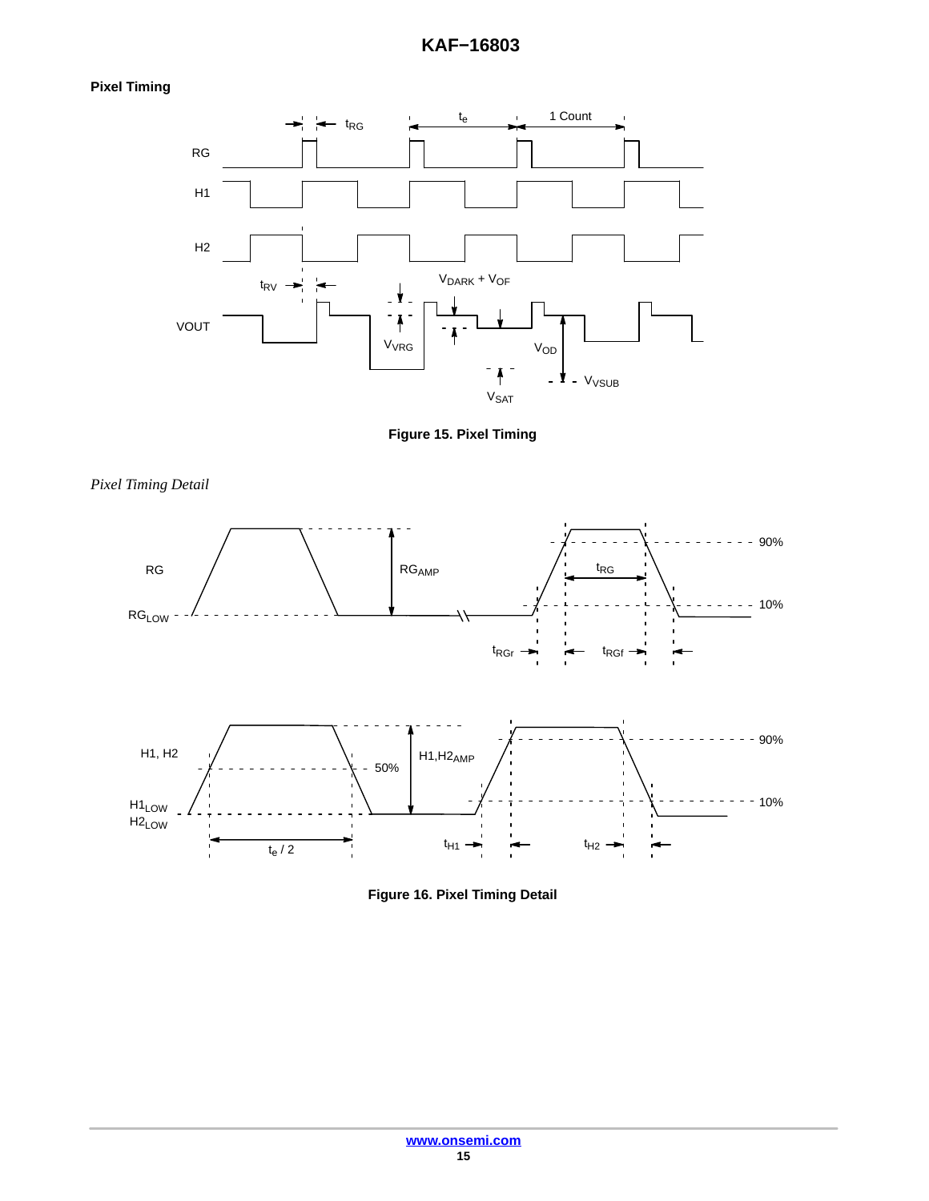## Pixel Timing

Figure 15. Pixel Timing

*Pixel Timing Detail*

Figure 16. Pixel Timing Detail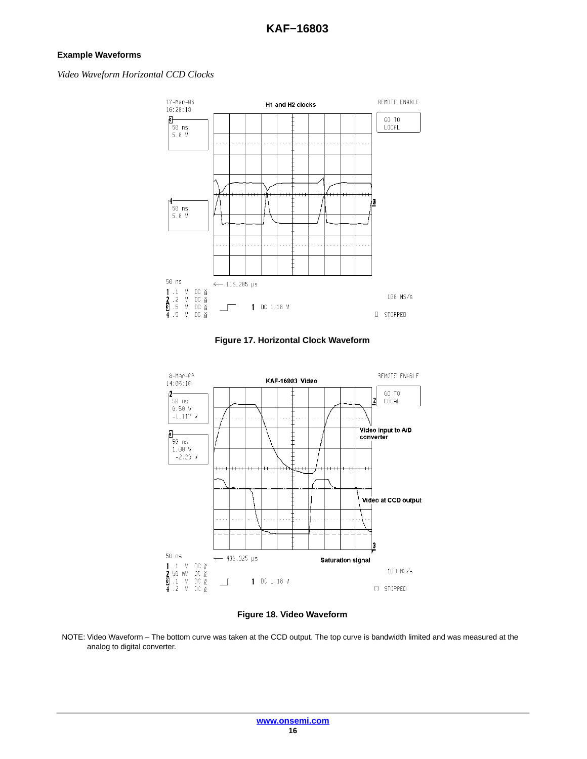### Example Waveforms

*Video Waveform Horizontal CCD Clocks*

Figure 17. Horizontal Clock Waveform

Figure 18. Video Waveform

NOTE: Video Waveform – The bottom curve was taken at the CCD output. The top curve is bandwidth limited and was measured at the analog to digital converter.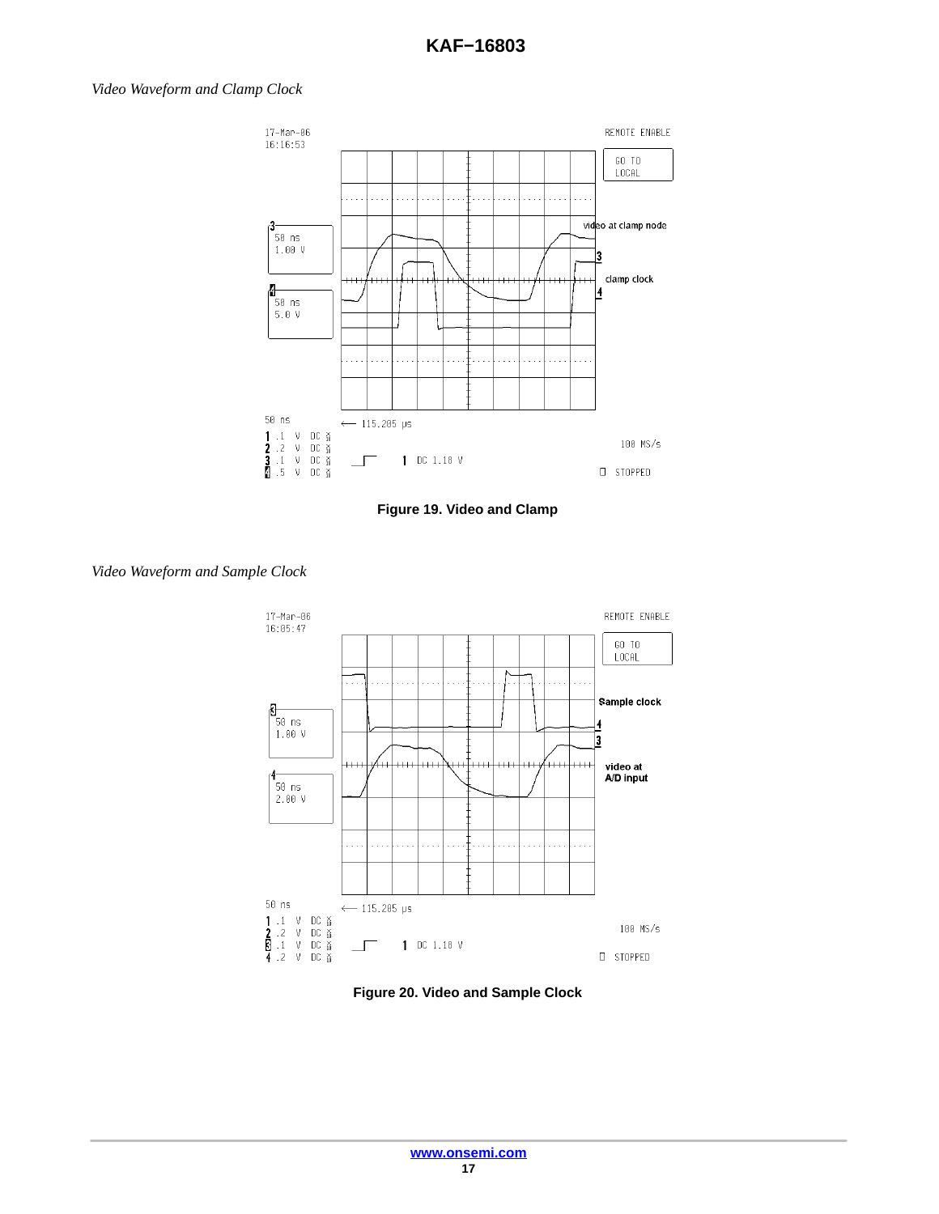*Video Waveform and Clamp Clock*

**Figure 19. Video and Clamp**

*Video Waveform and Sample Clock*

**Figure 20. Video and Sample Clock**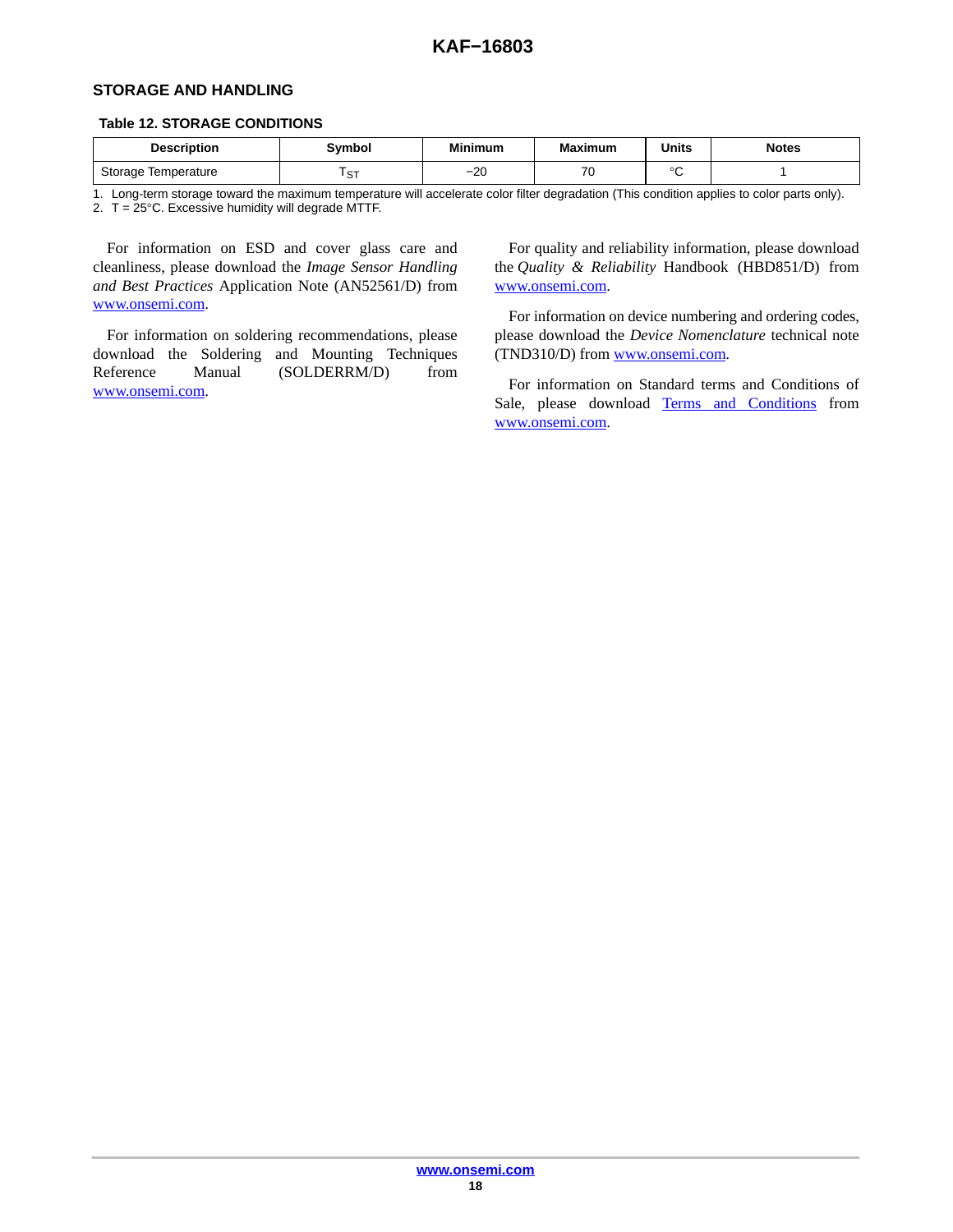## STORAGE AND HANDLING

**Table 12. STORAGE CONDITIONS**

| Description | Symbol | Minimum | Maximum | Units | Notes |
|---|---|---|---|---|---|
| Storage Temperature | $T_{ST}$ | −20 | 70 | °C | 1 |

1. Long-term storage toward the maximum temperature will accelerate color filter degradation (This condition applies to color parts only).
2. T = 25°C. Excessive humidity will degrade MTTF.

For information on ESD and cover glass care and cleanliness, please download the *Image Sensor Handling and Best Practices* Application Note (AN52561/D) from www.onsemi.com.

For information on soldering recommendations, please download the Soldering and Mounting Techniques Reference Manual (SOLDERRM/D) from www.onsemi.com.

For quality and reliability information, please download the *Quality & Reliability* Handbook (HBD851/D) from www.onsemi.com.

For information on device numbering and ordering codes, please download the *Device Nomenclature* technical note (TND310/D) from www.onsemi.com.

For information on Standard terms and Conditions of Sale, please download Terms and Conditions from www.onsemi.com.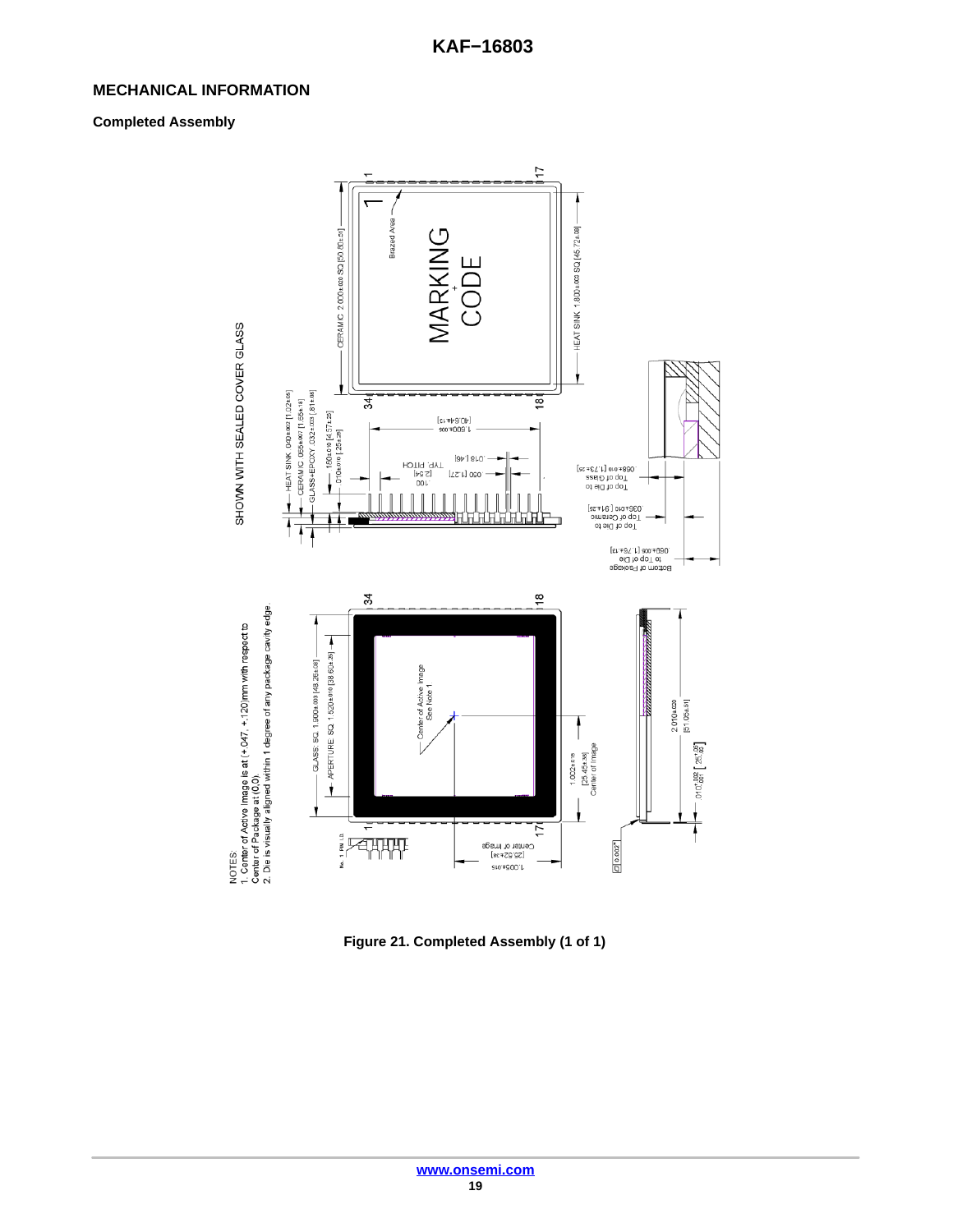## MECHANICAL INFORMATION

### Completed Assembly

SHOWN WITH SEALED COVER GLASS

NOTES:
1. Center of Active Image is at (+.047, +.120)mm with respect to Center of Package at (0,0).
2. Die is visually aligned within 1 degree of any package cavity edge.

**Figure 21. Completed Assembly (1 of 1)**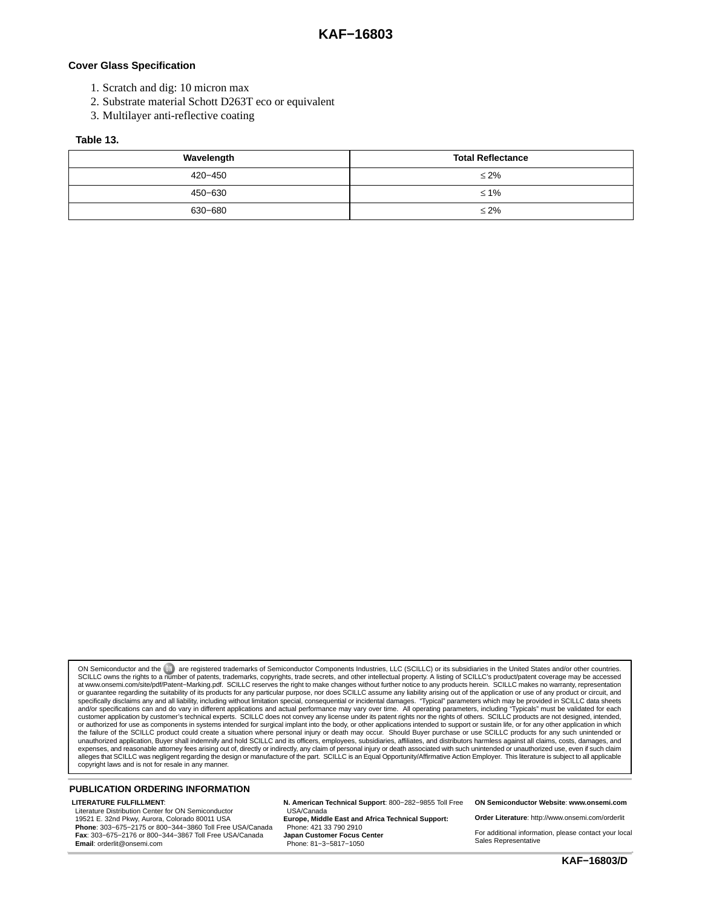### Cover Glass Specification

1. Scratch and dig: 10 micron max
2. Substrate material Schott D263T eco or equivalent
3. Multilayer anti-reflective coating

**Table 13.**

| Wavelength | Total Reflectance |
|---|---|
| 420−450 | ≤ 2% |
| 450−630 | ≤ 1% |
| 630−680 | ≤ 2% |

ON Semiconductor and the ON logo are registered trademarks of Semiconductor Components Industries, LLC (SCILLC) or its subsidiaries in the United States and/or other countries. SCILLC owns the rights to a number of patents, trademarks, copyrights, trade secrets, and other intellectual property. A listing of SCILLC's product/patent coverage may be accessed at www.onsemi.com/site/pdf/Patent−Marking.pdf. SCILLC reserves the right to make changes without further notice to any products herein. SCILLC makes no warranty, representation or guarantee regarding the suitability of its products for any particular purpose, nor does SCILLC assume any liability arising out of the application or use of any product or circuit, and specifically disclaims any and all liability, including without limitation special, consequential or incidental damages. "Typical" parameters which may be provided in SCILLC data sheets and/or specifications can and do vary in different applications and actual performance may vary over time. All operating parameters, including "Typicals" must be validated for each customer application by customer's technical experts. SCILLC does not convey any license under its patent rights nor the rights of others. SCILLC products are not designed, intended, or authorized for use as components in systems intended for surgical implant into the body, or other applications intended to support or sustain life, or for any other application in which the failure of the SCILLC product could create a situation where personal injury or death may occur. Should Buyer purchase or use SCILLC products for any such unintended or unauthorized application, Buyer shall indemnify and hold SCILLC and its officers, employees, subsidiaries, affiliates, and distributors harmless against all claims, costs, damages, and expenses, and reasonable attorney fees arising out of, directly or indirectly, any claim of personal injury or death associated with such unintended or unauthorized use, even if such claim alleges that SCILLC was negligent regarding the design or manufacture of the part. SCILLC is an Equal Opportunity/Affirmative Action Employer. This literature is subject to all applicable copyright laws and is not for resale in any manner.

### PUBLICATION ORDERING INFORMATION

**LITERATURE FULFILLMENT**:
Literature Distribution Center for ON Semiconductor
19521 E. 32nd Pkwy, Aurora, Colorado 80011 USA
**Phone**: 303−675−2175 or 800−344−3860 Toll Free USA/Canada
**Fax**: 303−675−2176 or 800−344−3867 Toll Free USA/Canada
**Email**: orderlit@onsemi.com

**N. American Technical Support**: 800−282−9855 Toll Free USA/Canada
**Europe, Middle East and Africa Technical Support:**
Phone: 421 33 790 2910
**Japan Customer Focus Center**
Phone: 81−3−5817−1050

**ON Semiconductor Website**: **www.onsemi.com**

**Order Literature**: http://www.onsemi.com/orderlit

For additional information, please contact your local Sales Representative

**KAF−16803/D**